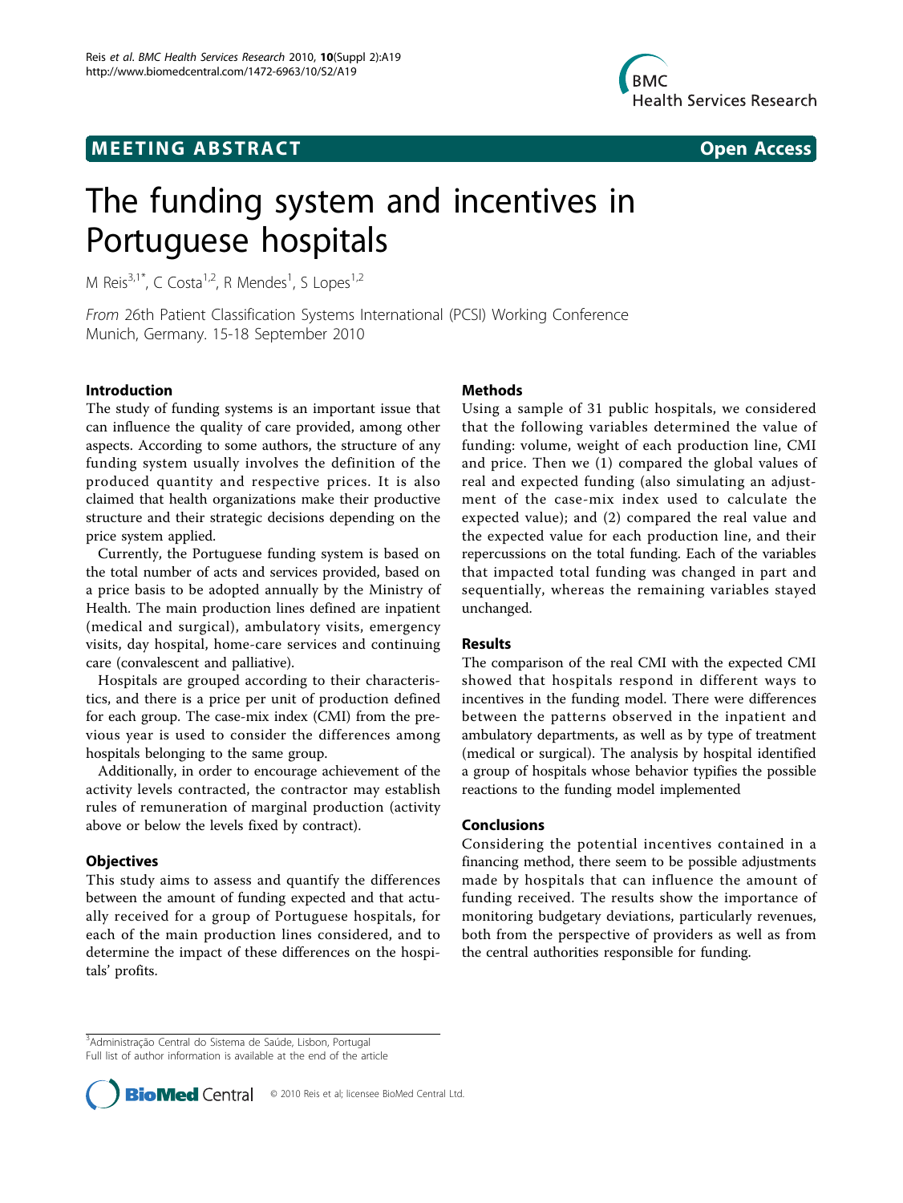MEETING ABSTRACT

Open Access

# The funding system and incentives in Portuguese hospitals

M Reis[3,1*], C Costa[1,2], R Mendes[1], S Lopes[1,2]

*From* 26th Patient Classification Systems International (PCSI) Working Conference
Munich, Germany. 15-18 September 2010

## Introduction

The study of funding systems is an important issue that can influence the quality of care provided, among other aspects. According to some authors, the structure of any funding system usually involves the definition of the produced quantity and respective prices. It is also claimed that health organizations make their productive structure and their strategic decisions depending on the price system applied.

Currently, the Portuguese funding system is based on the total number of acts and services provided, based on a price basis to be adopted annually by the Ministry of Health. The main production lines defined are inpatient (medical and surgical), ambulatory visits, emergency visits, day hospital, home-care services and continuing care (convalescent and palliative).

Hospitals are grouped according to their characteristics, and there is a price per unit of production defined for each group. The case-mix index (CMI) from the previous year is used to consider the differences among hospitals belonging to the same group.

Additionally, in order to encourage achievement of the activity levels contracted, the contractor may establish rules of remuneration of marginal production (activity above or below the levels fixed by contract).

## Objectives

This study aims to assess and quantify the differences between the amount of funding expected and that actually received for a group of Portuguese hospitals, for each of the main production lines considered, and to determine the impact of these differences on the hospitals' profits.

## Methods

Using a sample of 31 public hospitals, we considered that the following variables determined the value of funding: volume, weight of each production line, CMI and price. Then we (1) compared the global values of real and expected funding (also simulating an adjustment of the case-mix index used to calculate the expected value); and (2) compared the real value and the expected value for each production line, and their repercussions on the total funding. Each of the variables that impacted total funding was changed in part and sequentially, whereas the remaining variables stayed unchanged.

## Results

The comparison of the real CMI with the expected CMI showed that hospitals respond in different ways to incentives in the funding model. There were differences between the patterns observed in the inpatient and ambulatory departments, as well as by type of treatment (medical or surgical). The analysis by hospital identified a group of hospitals whose behavior typifies the possible reactions to the funding model implemented

## Conclusions

Considering the potential incentives contained in a financing method, there seem to be possible adjustments made by hospitals that can influence the amount of funding received. The results show the importance of monitoring budgetary deviations, particularly revenues, both from the perspective of providers as well as from the central authorities responsible for funding.

[3]Administração Central do Sistema de Saúde, Lisbon, Portugal
Full list of author information is available at the end of the article

© 2010 Reis et al; licensee BioMed Central Ltd.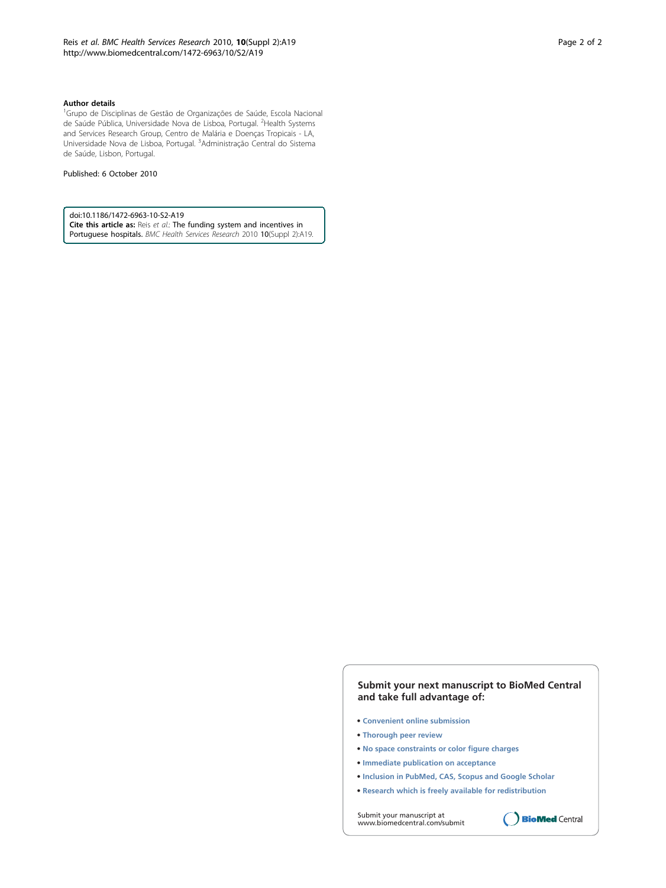#### Author details

[1]Grupo de Disciplinas de Gestão de Organizações de Saúde, Escola Nacional de Saúde Pública, Universidade Nova de Lisboa, Portugal. [2]Health Systems and Services Research Group, Centro de Malária e Doenças Tropicais - LA, Universidade Nova de Lisboa, Portugal. [3]Administração Central do Sistema de Saúde, Lisbon, Portugal.

Published: 6 October 2010

doi:10.1186/1472-6963-10-S2-A19

**Cite this article as:** Reis *et al.*: The funding system and incentives in Portuguese hospitals. *BMC Health Services Research* 2010 **10**(Suppl 2):A19.

**Submit your next manuscript to BioMed Central and take full advantage of:**

- **Convenient online submission**
- **Thorough peer review**
- **No space constraints or color figure charges**
- **Immediate publication on acceptance**
- **Inclusion in PubMed, CAS, Scopus and Google Scholar**
- **Research which is freely available for redistribution**

Submit your manuscript at
www.biomedcentral.com/submit

BioMed Central